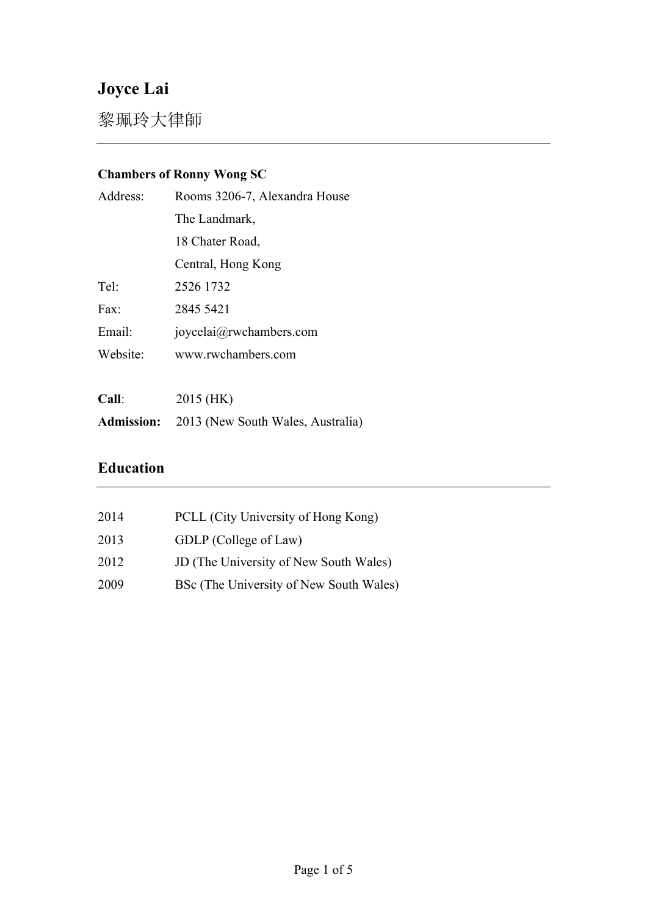# Joyce Lai

黎珮玲大律師

---

**Chambers of Ronny Wong SC**

| | |
|---|---|
| Address: | Rooms 3206-7, Alexandra House<br>The Landmark,<br>18 Chater Road,<br>Central, Hong Kong |
| Tel: | 2526 1732 |
| Fax: | 2845 5421 |
| Email: | joycelai@rwchambers.com |
| Website: | www.rwchambers.com |

**Call**: 2015 (HK)

**Admission:** 2013 (New South Wales, Australia)

## Education

| | |
|---|---|
| 2014 | PCLL (City University of Hong Kong) |
| 2013 | GDLP (College of Law) |
| 2012 | JD (The University of New South Wales) |
| 2009 | BSc (The University of New South Wales) |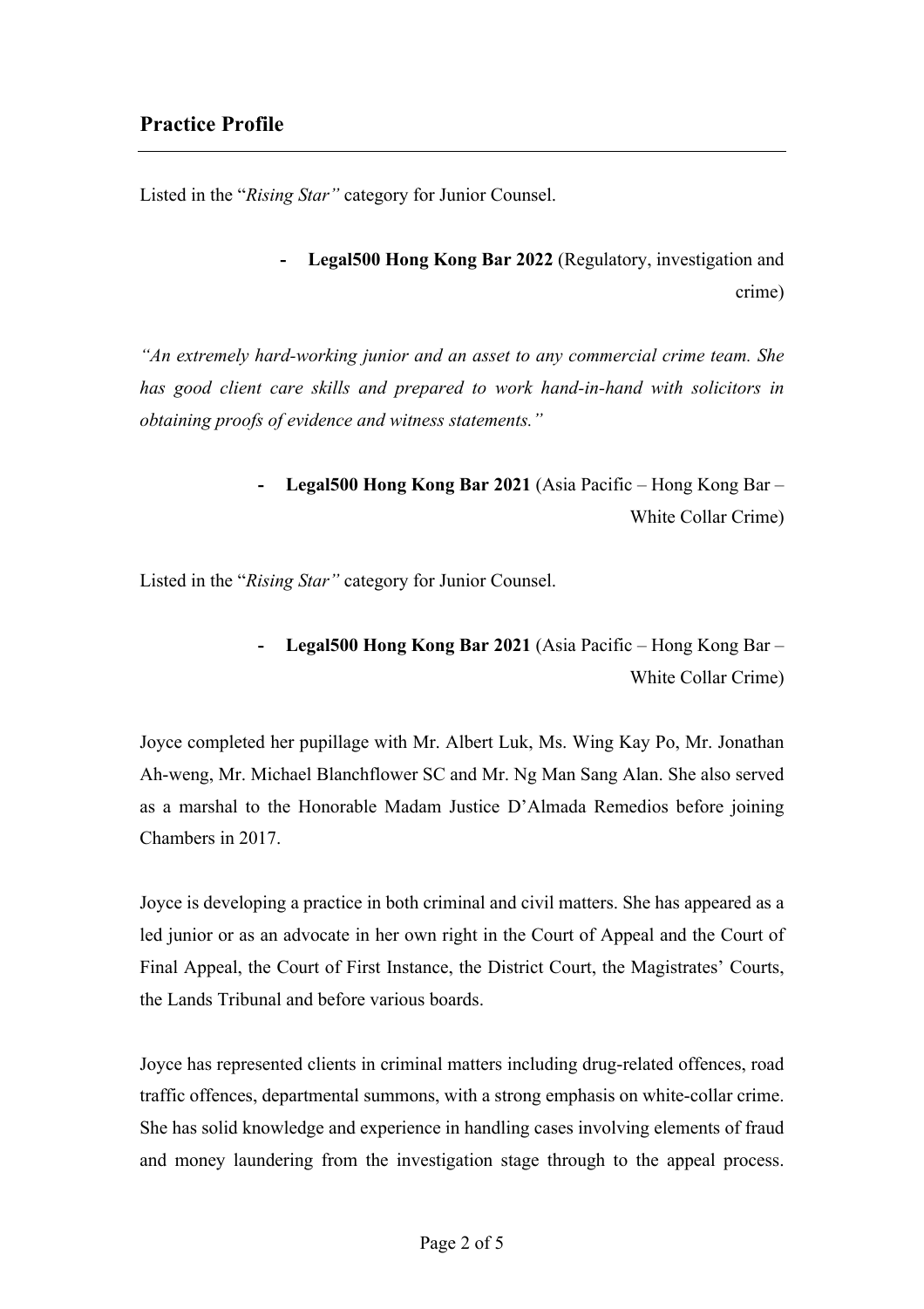## Practice Profile

Listed in the "*Rising Star"* category for Junior Counsel.

- **Legal500 Hong Kong Bar 2022** (Regulatory, investigation and crime)

*"An extremely hard-working junior and an asset to any commercial crime team. She has good client care skills and prepared to work hand-in-hand with solicitors in obtaining proofs of evidence and witness statements."*

- **Legal500 Hong Kong Bar 2021** (Asia Pacific – Hong Kong Bar – White Collar Crime)

Listed in the "*Rising Star"* category for Junior Counsel.

- **Legal500 Hong Kong Bar 2021** (Asia Pacific – Hong Kong Bar – White Collar Crime)

Joyce completed her pupillage with Mr. Albert Luk, Ms. Wing Kay Po, Mr. Jonathan Ah-weng, Mr. Michael Blanchflower SC and Mr. Ng Man Sang Alan. She also served as a marshal to the Honorable Madam Justice D'Almada Remedios before joining Chambers in 2017.

Joyce is developing a practice in both criminal and civil matters. She has appeared as a led junior or as an advocate in her own right in the Court of Appeal and the Court of Final Appeal, the Court of First Instance, the District Court, the Magistrates' Courts, the Lands Tribunal and before various boards.

Joyce has represented clients in criminal matters including drug-related offences, road traffic offences, departmental summons, with a strong emphasis on white-collar crime. She has solid knowledge and experience in handling cases involving elements of fraud and money laundering from the investigation stage through to the appeal process.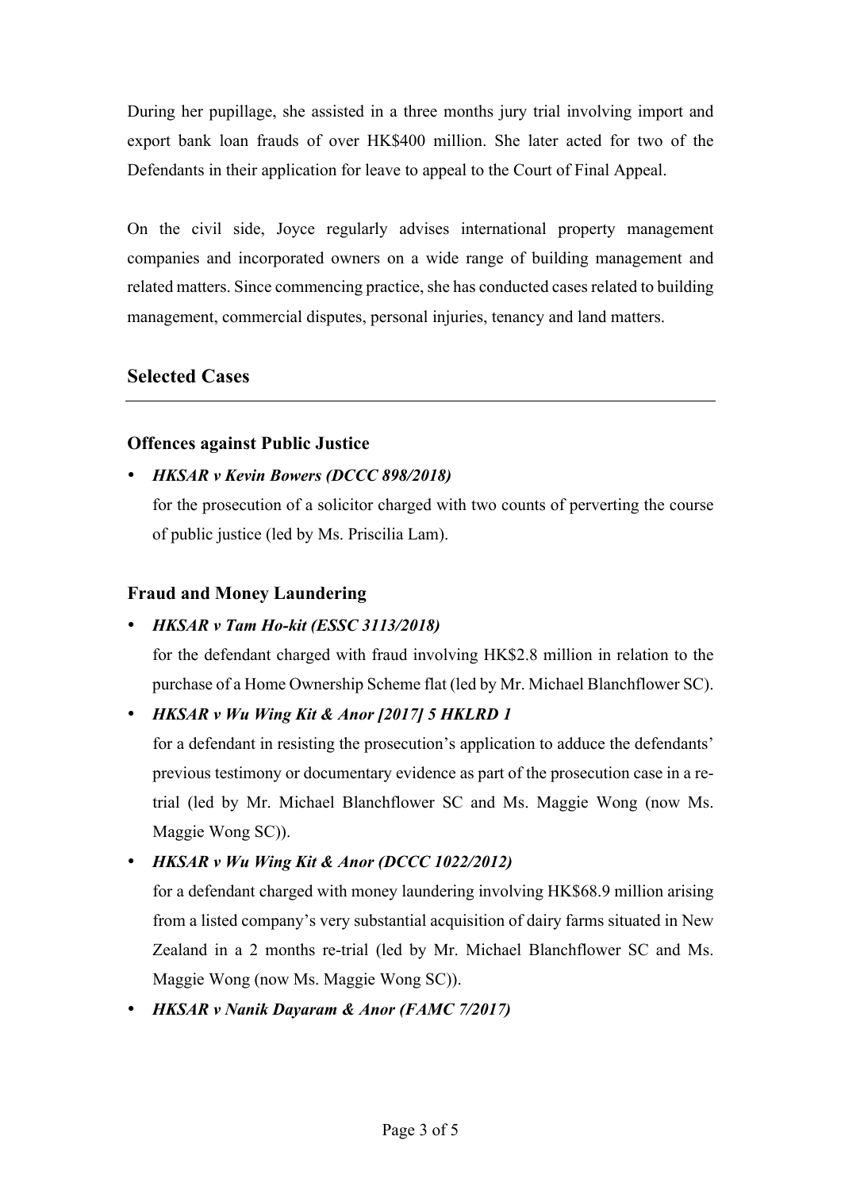During her pupillage, she assisted in a three months jury trial involving import and export bank loan frauds of over HK$400 million. She later acted for two of the Defendants in their application for leave to appeal to the Court of Final Appeal.

On the civil side, Joyce regularly advises international property management companies and incorporated owners on a wide range of building management and related matters. Since commencing practice, she has conducted cases related to building management, commercial disputes, personal injuries, tenancy and land matters.

## Selected Cases

### Offences against Public Justice

- ***HKSAR v Kevin Bowers (DCCC 898/2018)***
  for the prosecution of a solicitor charged with two counts of perverting the course of public justice (led by Ms. Priscilia Lam).

### Fraud and Money Laundering

- ***HKSAR v Tam Ho-kit (ESSC 3113/2018)***
  for the defendant charged with fraud involving HK$2.8 million in relation to the purchase of a Home Ownership Scheme flat (led by Mr. Michael Blanchflower SC).
- ***HKSAR v Wu Wing Kit & Anor [2017] 5 HKLRD 1***
  for a defendant in resisting the prosecution's application to adduce the defendants' previous testimony or documentary evidence as part of the prosecution case in a re-trial (led by Mr. Michael Blanchflower SC and Ms. Maggie Wong (now Ms. Maggie Wong SC)).
- ***HKSAR v Wu Wing Kit & Anor (DCCC 1022/2012)***
  for a defendant charged with money laundering involving HK$68.9 million arising from a listed company's very substantial acquisition of dairy farms situated in New Zealand in a 2 months re-trial (led by Mr. Michael Blanchflower SC and Ms. Maggie Wong (now Ms. Maggie Wong SC)).
- ***HKSAR v Nanik Dayaram & Anor (FAMC 7/2017)***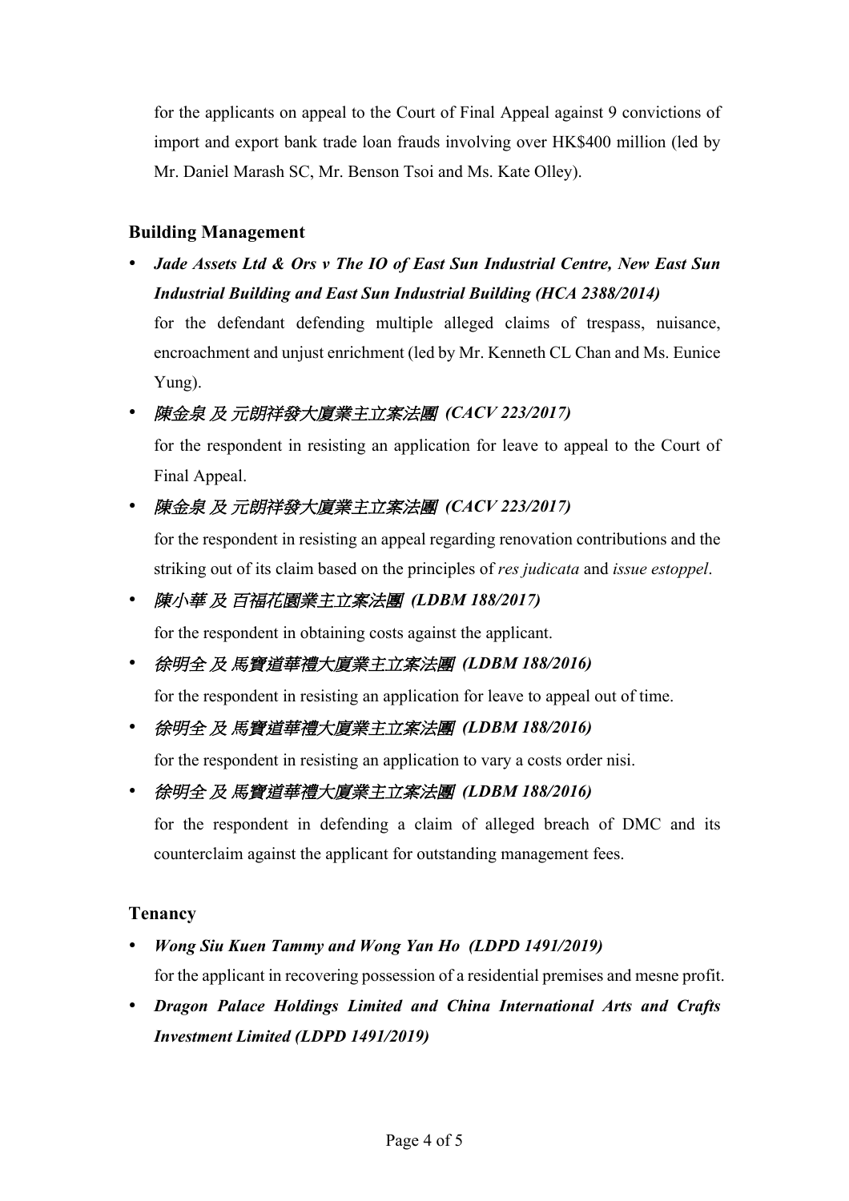for the applicants on appeal to the Court of Final Appeal against 9 convictions of import and export bank trade loan frauds involving over HK$400 million (led by Mr. Daniel Marash SC, Mr. Benson Tsoi and Ms. Kate Olley).

### Building Management

- ***Jade Assets Ltd & Ors v The IO of East Sun Industrial Centre, New East Sun Industrial Building and East Sun Industrial Building (HCA 2388/2014)***
  for the defendant defending multiple alleged claims of trespass, nuisance, encroachment and unjust enrichment (led by Mr. Kenneth CL Chan and Ms. Eunice Yung).
- ***陳金泉 及 元朗祥發大廈業主立案法團 (CACV 223/2017)***
  for the respondent in resisting an application for leave to appeal to the Court of Final Appeal.
- ***陳金泉 及 元朗祥發大廈業主立案法團 (CACV 223/2017)***
  for the respondent in resisting an appeal regarding renovation contributions and the striking out of its claim based on the principles of *res judicata* and *issue estoppel*.
- ***陳小華 及 百福花園業主立案法團 (LDBM 188/2017)***
  for the respondent in obtaining costs against the applicant.
- ***徐明全 及 馬寶道華禮大廈業主立案法團 (LDBM 188/2016)***
  for the respondent in resisting an application for leave to appeal out of time.
- ***徐明全 及 馬寶道華禮大廈業主立案法團 (LDBM 188/2016)***
  for the respondent in resisting an application to vary a costs order nisi.
- ***徐明全 及 馬寶道華禮大廈業主立案法團 (LDBM 188/2016)***
  for the respondent in defending a claim of alleged breach of DMC and its counterclaim against the applicant for outstanding management fees.

### Tenancy

- ***Wong Siu Kuen Tammy and Wong Yan Ho (LDPD 1491/2019)***
  for the applicant in recovering possession of a residential premises and mesne profit.
- ***Dragon Palace Holdings Limited and China International Arts and Crafts Investment Limited (LDPD 1491/2019)***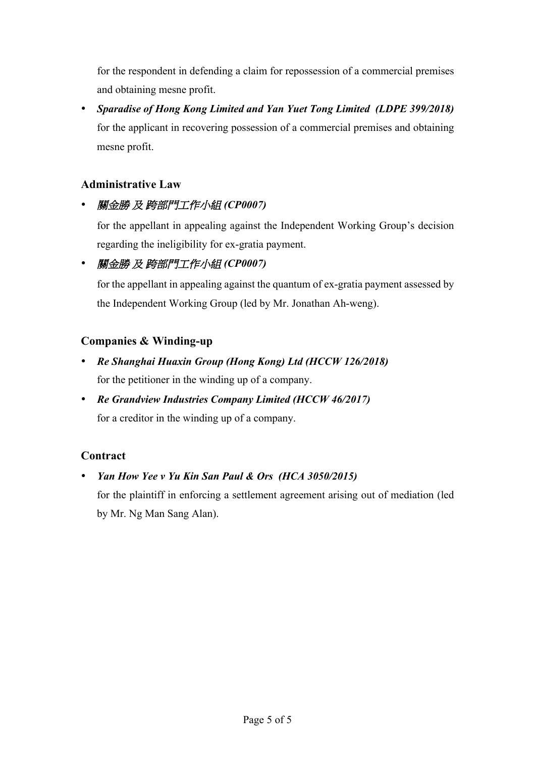for the respondent in defending a claim for repossession of a commercial premises and obtaining mesne profit.

- ***Sparadise of Hong Kong Limited and Yan Yuet Tong Limited (LDPE 399/2018)*** for the applicant in recovering possession of a commercial premises and obtaining mesne profit.

### Administrative Law

- ***關金勝 及 跨部門工作小組 (CP0007)***

  for the appellant in appealing against the Independent Working Group's decision regarding the ineligibility for ex-gratia payment.

- ***關金勝 及 跨部門工作小組 (CP0007)***

  for the appellant in appealing against the quantum of ex-gratia payment assessed by the Independent Working Group (led by Mr. Jonathan Ah-weng).

### Companies & Winding-up

- ***Re Shanghai Huaxin Group (Hong Kong) Ltd (HCCW 126/2018)***
  for the petitioner in the winding up of a company.
- ***Re Grandview Industries Company Limited (HCCW 46/2017)***
  for a creditor in the winding up of a company.

### Contract

- ***Yan How Yee v Yu Kin San Paul & Ors (HCA 3050/2015)***
  for the plaintiff in enforcing a settlement agreement arising out of mediation (led by Mr. Ng Man Sang Alan).